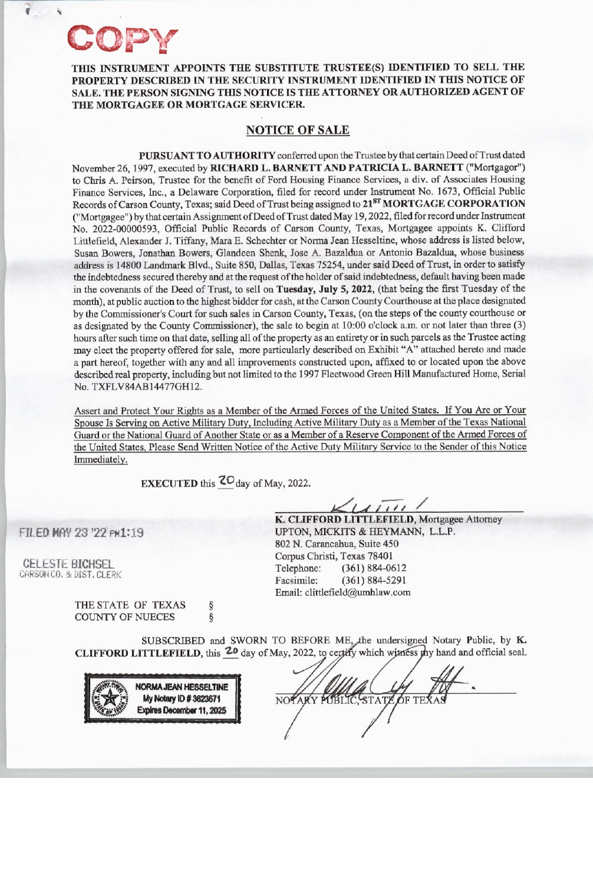**COPY**

**THIS INSTRUMENT APPOINTS THE SUBSTITUTE TRUSTEE(S) IDENTIFIED TO SELL THE PROPERTY DESCRIBED IN THE SECURITY INSTRUMENT IDENTIFIED IN THIS NOTICE OF SALE. THE PERSON SIGNING THIS NOTICE IS THE ATTORNEY OR AUTHORIZED AGENT OF THE MORTGAGEE OR MORTGAGE SERVICER.**

## NOTICE OF SALE

**PURSUANT TO AUTHORITY** conferred upon the Trustee by that certain Deed of Trust dated November 26, 1997, executed by **RICHARD L. BARNETT AND PATRICIA L. BARNETT** ("Mortgagor") to Chris A. Peirson, Trustee for the benefit of Ford Housing Finance Services, a div. of Associates Housing Finance Services, Inc., a Delaware Corporation, filed for record under Instrument No. 1673, Official Public Records of Carson County, Texas; said Deed of Trust being assigned to **21ST MORTGAGE CORPORATION** ("Mortgagee") by that certain Assignment of Deed of Trust dated May 19, 2022, filed for record under Instrument No. 2022-00000593, Official Public Records of Carson County, Texas, Mortgagee appoints K. Clifford Littlefield, Alexander J. Tiffany, Mara E. Schechter or Norma Jean Hesseltine, whose address is listed below, Susan Bowers, Jonathan Bowers, Glandeen Shenk, Jose A. Bazaldua or Antonio Bazaldua, whose business address is 14800 Landmark Blvd., Suite 850, Dallas, Texas 75254, under said Deed of Trust, in order to satisfy the indebtedness secured thereby and at the request of the holder of said indebtedness, default having been made in the covenants of the Deed of Trust, to sell on **Tuesday, July 5, 2022**, (that being the first Tuesday of the month), at public auction to the highest bidder for cash, at the Carson County Courthouse at the place designated by the Commissioner's Court for such sales in Carson County, Texas, (on the steps of the county courthouse or as designated by the County Commissioner), the sale to begin at 10:00 o'clock a.m. or not later than three (3) hours after such time on that date, selling all of the property as an entirety or in such parcels as the Trustee acting may elect the property offered for sale, more particularly described on Exhibit "A" attached hereto and made a part hereof, together with any and all improvements constructed upon, affixed to or located upon the above described real property, including but not limited to the 1997 Fleetwood Green Hill Manufactured Home, Serial No. TXFLV84AB14477GH12.

Assert and Protect Your Rights as a Member of the Armed Forces of the United States. If You Are or Your Spouse Is Serving on Active Military Duty, Including Active Military Duty as a Member of the Texas National Guard or the National Guard of Another State or as a Member of a Reserve Component of the Armed Forces of the United States, Please Send Written Notice of the Active Duty Military Service to the Sender of this Notice Immediately.

**EXECUTED** this 20 day of May, 2022.

FILED MAY 23 '22 PM1:19

CELESTE BICHSEL
CARSON CO. & DIST. CLERK

**K. CLIFFORD LITTLEFIELD**, Mortgagee Attorney
UPTON, MICKITS & HEYMANN, L.L.P.
802 N. Carancahua, Suite 450
Corpus Christi, Texas 78401
Telephone: (361) 884-0612
Facsimile: (361) 884-5291
Email: clittlefield@umhlaw.com

THE STATE OF TEXAS §
COUNTY OF NUECES §

SUBSCRIBED and SWORN TO BEFORE ME, the undersigned Notary Public, by **K. CLIFFORD LITTLEFIELD**, this 20 day of May, 2022, to certify which witness my hand and official seal.

NORMA JEAN HESSELTINE
My Notary ID # 3623671
Expires December 11, 2025

NOTARY PUBLIC, STATE OF TEXAS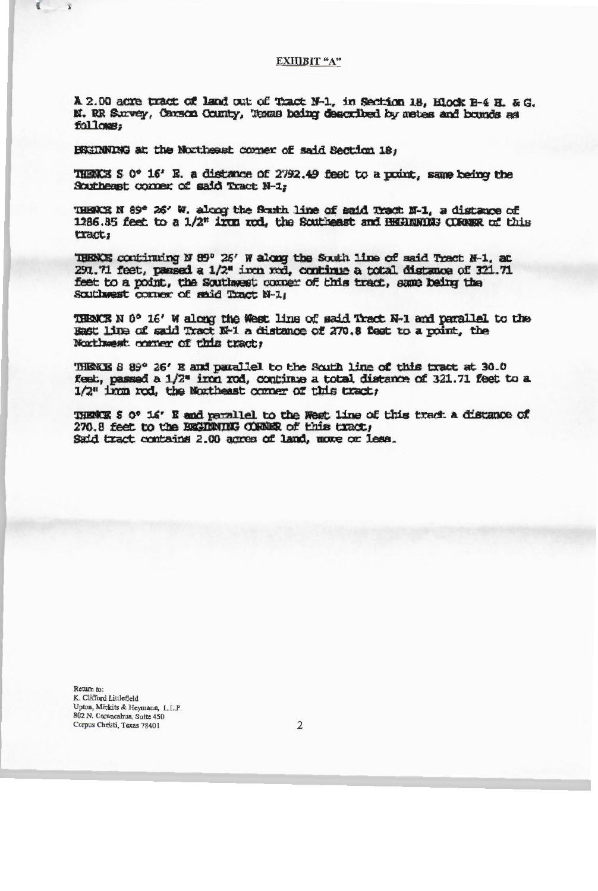EXHIBIT "A"

A 2.00 acre tract of land out of Tract N-1, in Section 18, Block B-4 H. & G. N. RR Survey, Carson County, Texas being described by metes and bounds as follows;

BEGINNING at the Northeast corner of said Section 18;

THENCE S 0° 16' E. a distance of 2792.49 feet to a point, same being the Southeast corner of said Tract N-1;

THENCE N 89° 26' W. along the South line of said Tract N-1, a distance of 1286.85 feet to a 1/2" iron rod, the Southeast and BEGINNING CORNER of this tract;

THENCE continuing N 89° 26' W along the South line of said Tract N-1, at 291.71 feet, passed a 1/2" iron rod, continue a total distance of 321.71 feet to a point, the Southwest corner of this tract, same being the Southwest corner of said Tract N-1;

THENCE N 0° 16' W along the West line of said Tract N-1 and parallel to the East line of said Tract N-1 a distance of 270.8 feet to a point, the Northwest corner of this tract;

THENCE S 89° 26' E and parallel to the South line of this tract at 30.0 feet, passed a 1/2" iron rod, continue a total distance of 321.71 feet to a 1/2" iron rod, the Northeast corner of this tract;

THENCE S 0° 16' E and parallel to the West line of this tract a distance of 270.8 feet to the BEGINNING CORNER of this tract;
Said tract contains 2.00 acres of land, more or less.

Return to:
K. Clifford Littlefield
Upton, Mickits & Heymann, L.L.P.
802 N. Carancahua, Suite 450
Corpus Christi, Texas 78401